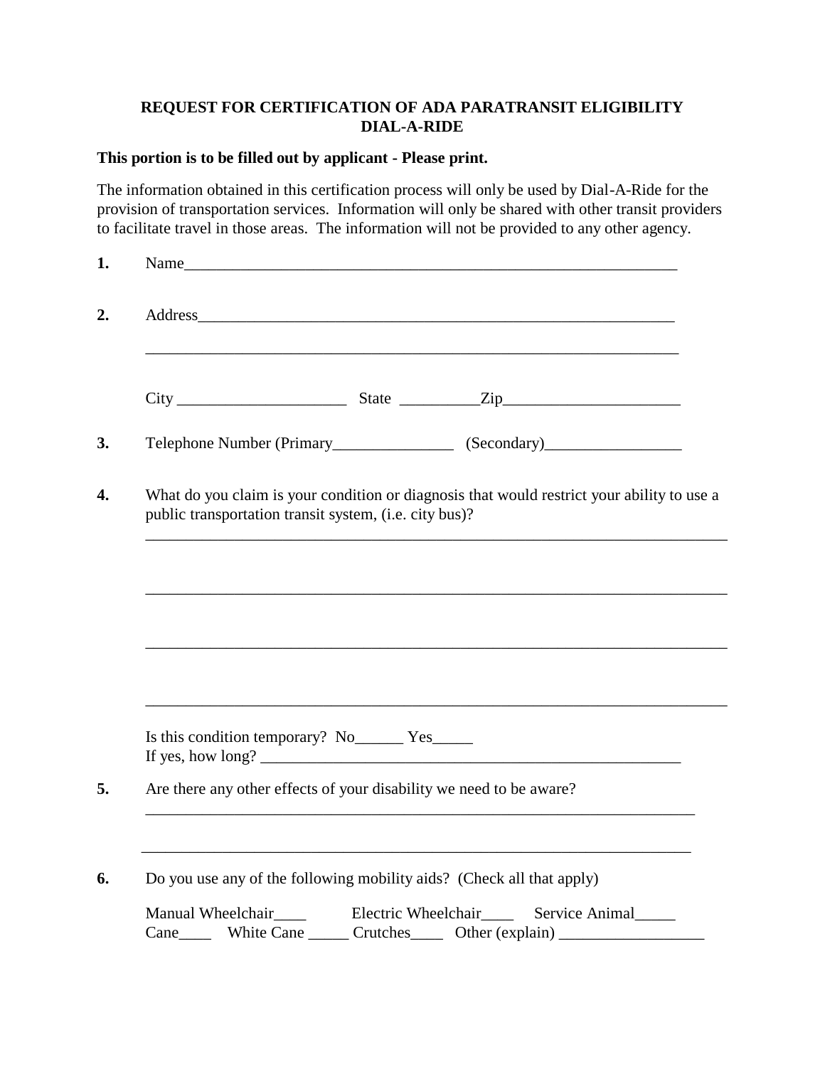**REQUEST FOR CERTIFICATION OF ADA PARATRANSIT ELIGIBILITY**
**DIAL-A-RIDE**

**This portion is to be filled out by applicant - Please print.**

The information obtained in this certification process will only be used by Dial-A-Ride for the provision of transportation services. Information will only be shared with other transit providers to facilitate travel in those areas. The information will not be provided to any other agency.

**1.** Name_______________________________________________________________

**2.** Address_____________________________________________________________

_____________________________________________________________________

City ____________________ State __________Zip_____________________

**3.** Telephone Number (Primary_______________ (Secondary)_________________

**4.** What do you claim is your condition or diagnosis that would restrict your ability to use a public transportation transit system, (i.e. city bus)?

_____________________________________________________________________

_____________________________________________________________________

_____________________________________________________________________

_____________________________________________________________________

Is this condition temporary? No______ Yes_____
If yes, how long? ____________________________________________________

**5.** Are there any other effects of your disability we need to be aware?

_____________________________________________________________________

_____________________________________________________________________

**6.** Do you use any of the following mobility aids? (Check all that apply)

Manual Wheelchair____ Electric Wheelchair____ Service Animal_____
Cane____ White Cane _____ Crutches____ Other (explain) __________________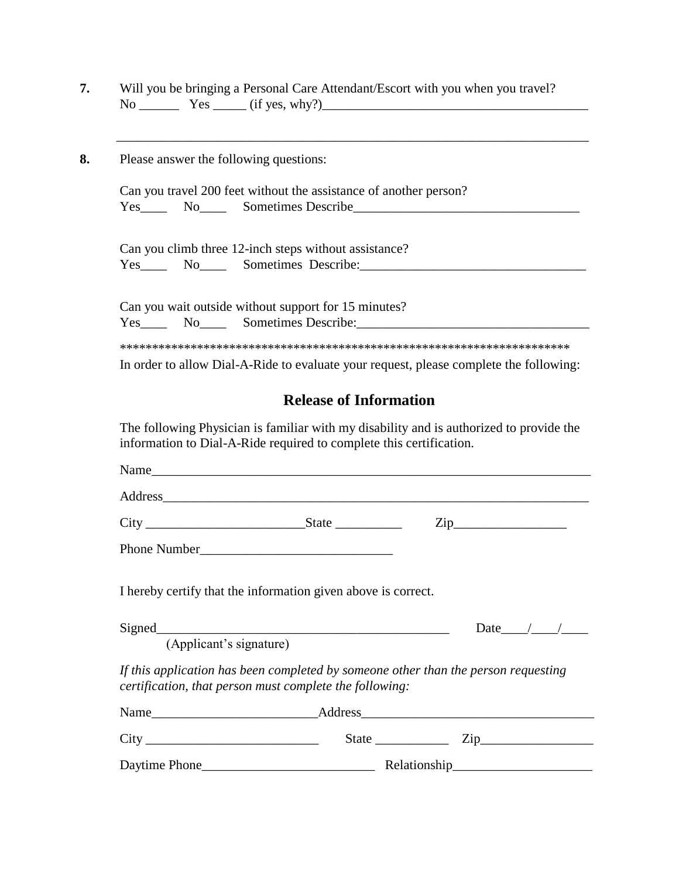**7.** Will you be bringing a Personal Care Attendant/Escort with you when you travel?
No ______ Yes _____ (if yes, why?)________________________________________

____________________________________________________________________________

**8.** Please answer the following questions:

Can you travel 200 feet without the assistance of another person?
Yes____ No____ Sometimes Describe__________________________________

Can you climb three 12-inch steps without assistance?
Yes____ No____ Sometimes Describe:__________________________________

Can you wait outside without support for 15 minutes?
Yes____ No____ Sometimes Describe:___________________________________

**********************************************************************

In order to allow Dial-A-Ride to evaluate your request, please complete the following:

## Release of Information

The following Physician is familiar with my disability and is authorized to provide the information to Dial-A-Ride required to complete this certification.

Name____________________________________________________________________

Address__________________________________________________________________

City ________________________State __________ Zip_________________

Phone Number_____________________________

I hereby certify that the information given above is correct.

Signed_____________________________________________ Date____/____/____
(Applicant's signature)

*If this application has been completed by someone other than the person requesting certification, that person must complete the following:*

Name________________________Address___________________________________

City __________________________ State ___________ Zip_________________

Daytime Phone__________________________ Relationship_____________________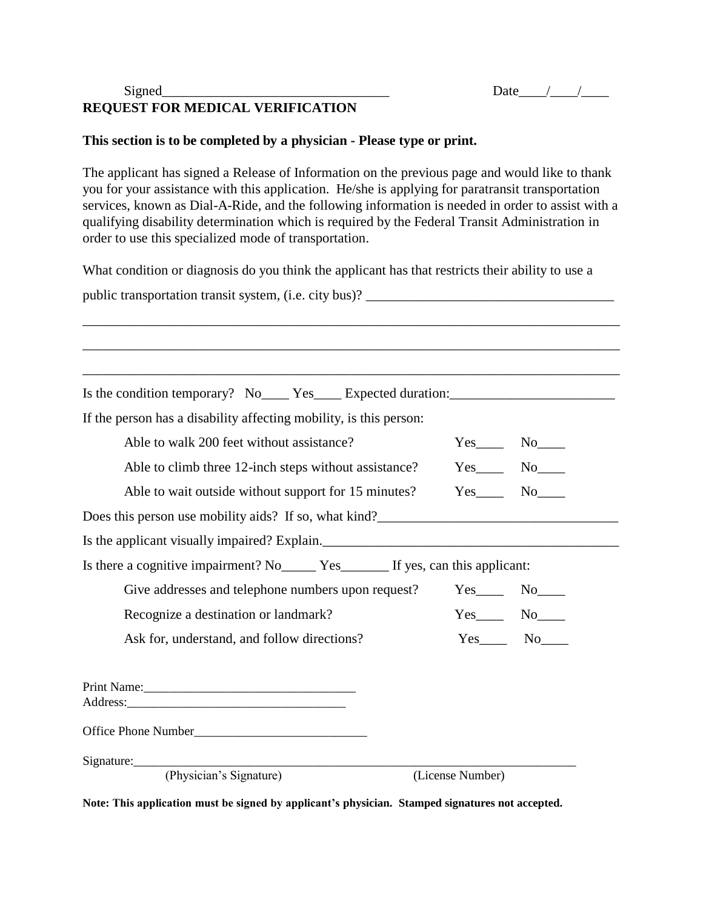Signed_________________________________ Date____/____/____

**REQUEST FOR MEDICAL VERIFICATION**

**This section is to be completed by a physician - Please type or print.**

The applicant has signed a Release of Information on the previous page and would like to thank you for your assistance with this application. He/she is applying for paratransit transportation services, known as Dial-A-Ride, and the following information is needed in order to assist with a qualifying disability determination which is required by the Federal Transit Administration in order to use this specialized mode of transportation.

What condition or diagnosis do you think the applicant has that restricts their ability to use a public transportation transit system, (i.e. city bus)? ____________________________________

_______________________________________________________________________________

_______________________________________________________________________________

_______________________________________________________________________________

Is the condition temporary? No____ Yes____ Expected duration:________________________

If the person has a disability affecting mobility, is this person:

- Able to walk 200 feet without assistance? Yes____ No____
- Able to climb three 12-inch steps without assistance? Yes____ No____
- Able to wait outside without support for 15 minutes? Yes____ No____

Does this person use mobility aids? If so, what kind?__________________________________

Is the applicant visually impaired? Explain.___________________________________________

Is there a cognitive impairment? No_____ Yes_______ If yes, can this applicant:

- Give addresses and telephone numbers upon request? Yes____ No____
- Recognize a destination or landmark? Yes____ No____
- Ask for, understand, and follow directions? Yes____ No____

Print Name:_________________________________

Address:___________________________________

Office Phone Number___________________________

Signature:_________________________________________________________________________

(Physician's Signature) (License Number)

**Note: This application must be signed by applicant's physician. Stamped signatures not accepted.**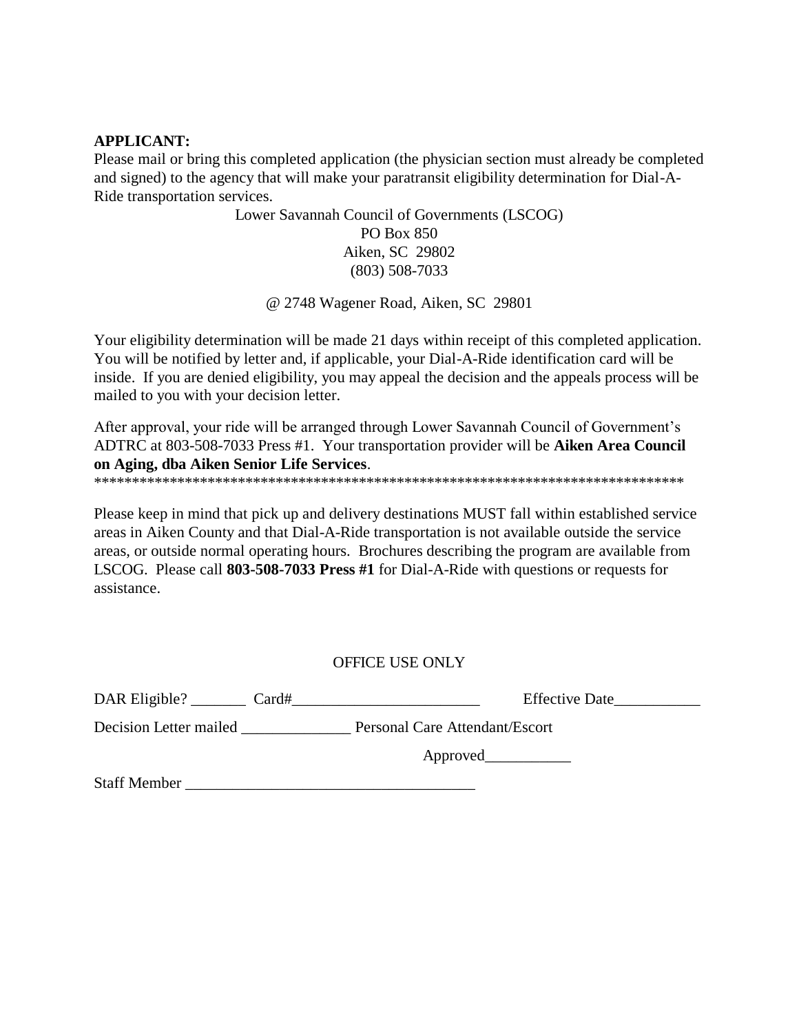**APPLICANT:**

Please mail or bring this completed application (the physician section must already be completed and signed) to the agency that will make your paratransit eligibility determination for Dial-A-Ride transportation services.

Lower Savannah Council of Governments (LSCOG)
PO Box 850
Aiken, SC 29802
(803) 508-7033

@ 2748 Wagener Road, Aiken, SC 29801

Your eligibility determination will be made 21 days within receipt of this completed application. You will be notified by letter and, if applicable, your Dial-A-Ride identification card will be inside. If you are denied eligibility, you may appeal the decision and the appeals process will be mailed to you with your decision letter.

After approval, your ride will be arranged through Lower Savannah Council of Government's ADTRC at 803-508-7033 Press #1. Your transportation provider will be **Aiken Area Council on Aging, dba Aiken Senior Life Services**.

*******************************************************************************

Please keep in mind that pick up and delivery destinations MUST fall within established service areas in Aiken County and that Dial-A-Ride transportation is not available outside the service areas, or outside normal operating hours. Brochures describing the program are available from LSCOG. Please call **803-508-7033 Press #1** for Dial-A-Ride with questions or requests for assistance.

OFFICE USE ONLY

DAR Eligible? _______ Card#________________________ Effective Date___________

Decision Letter mailed ______________ Personal Care Attendant/Escort

Approved___________

Staff Member ____________________________________